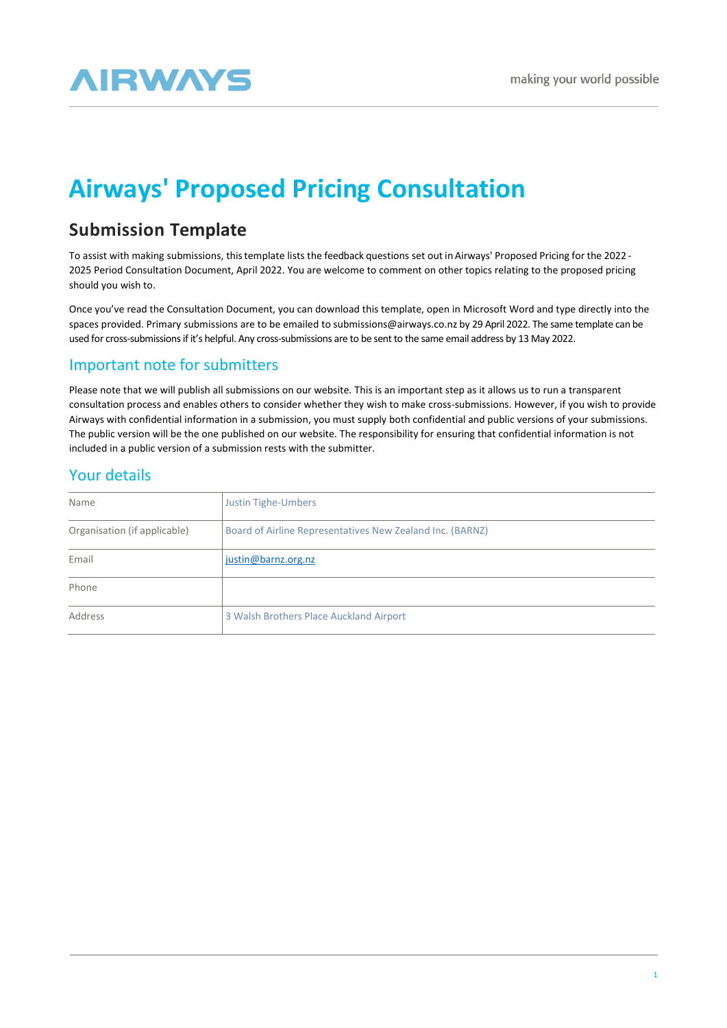# Airways' Proposed Pricing Consultation

## Submission Template

To assist with making submissions, this template lists the feedback questions set out in Airways' Proposed Pricing for the 2022 - 2025 Period Consultation Document, April 2022. You are welcome to comment on other topics relating to the proposed pricing should you wish to.

Once you've read the Consultation Document, you can download this template, open in Microsoft Word and type directly into the spaces provided. Primary submissions are to be emailed to submissions@airways.co.nz by 29 April 2022. The same template can be used for cross-submissions if it's helpful. Any cross-submissions are to be sent to the same email address by 13 May 2022.

### Important note for submitters

Please note that we will publish all submissions on our website. This is an important step as it allows us to run a transparent consultation process and enables others to consider whether they wish to make cross-submissions. However, if you wish to provide Airways with confidential information in a submission, you must supply both confidential and public versions of your submissions. The public version will be the one published on our website. The responsibility for ensuring that confidential information is not included in a public version of a submission rests with the submitter.

### Your details

| | |
|---|---|
| Name | Justin Tighe-Umbers |
| Organisation (if applicable) | Board of Airline Representatives New Zealand Inc. (BARNZ) |
| Email | justin@barnz.org.nz |
| Phone | |
| Address | 3 Walsh Brothers Place Auckland Airport |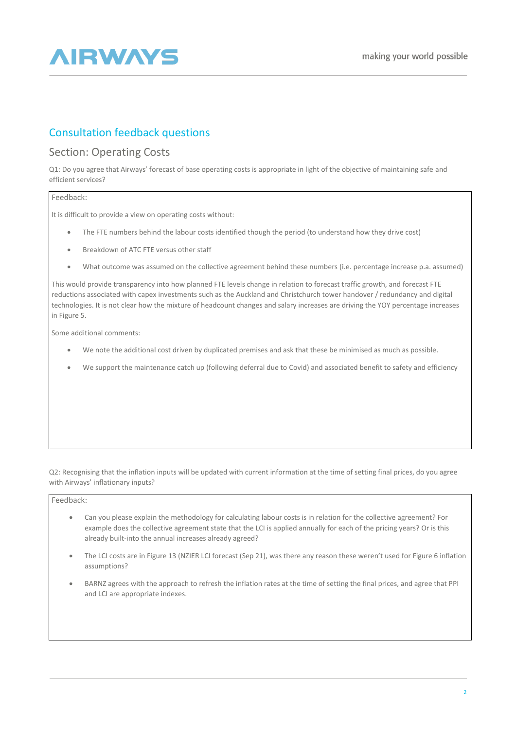## Consultation feedback questions

### Section: Operating Costs

Q1: Do you agree that Airways' forecast of base operating costs is appropriate in light of the objective of maintaining safe and efficient services?

Feedback:

It is difficult to provide a view on operating costs without:

- The FTE numbers behind the labour costs identified though the period (to understand how they drive cost)
- Breakdown of ATC FTE versus other staff
- What outcome was assumed on the collective agreement behind these numbers (i.e. percentage increase p.a. assumed)

This would provide transparency into how planned FTE levels change in relation to forecast traffic growth, and forecast FTE reductions associated with capex investments such as the Auckland and Christchurch tower handover / redundancy and digital technologies. It is not clear how the mixture of headcount changes and salary increases are driving the YOY percentage increases in Figure 5.

Some additional comments:

- We note the additional cost driven by duplicated premises and ask that these be minimised as much as possible.
- We support the maintenance catch up (following deferral due to Covid) and associated benefit to safety and efficiency

Q2: Recognising that the inflation inputs will be updated with current information at the time of setting final prices, do you agree with Airways' inflationary inputs?

Feedback:

- Can you please explain the methodology for calculating labour costs is in relation for the collective agreement? For example does the collective agreement state that the LCI is applied annually for each of the pricing years? Or is this already built-into the annual increases already agreed?
- The LCI costs are in Figure 13 (NZIER LCI forecast (Sep 21), was there any reason these weren't used for Figure 6 inflation assumptions?
- BARNZ agrees with the approach to refresh the inflation rates at the time of setting the final prices, and agree that PPI and LCI are appropriate indexes.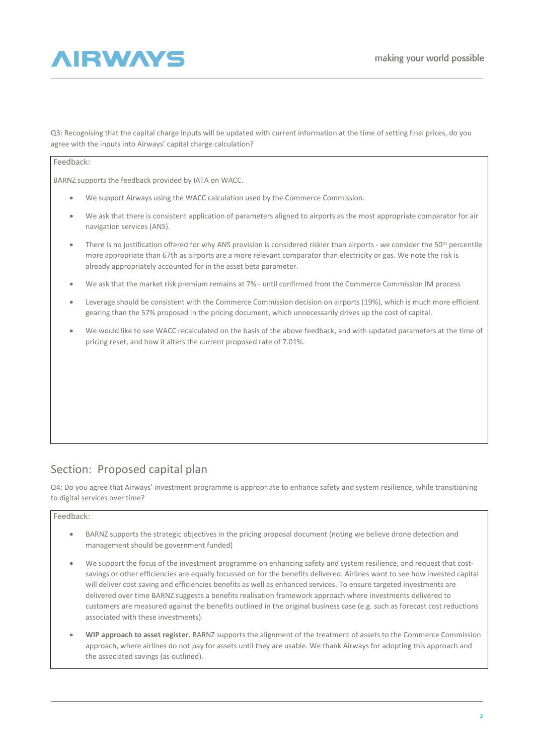Q3: Recognising that the capital charge inputs will be updated with current information at the time of setting final prices, do you agree with the inputs into Airways' capital charge calculation?

Feedback:

BARNZ supports the feedback provided by IATA on WACC.

- We support Airways using the WACC calculation used by the Commerce Commission.
- We ask that there is consistent application of parameters aligned to airports as the most appropriate comparator for air navigation services (ANS).
- There is no justification offered for why ANS provision is considered riskier than airports - we consider the 50th percentile more appropriate than 67th as airports are a more relevant comparator than electricity or gas. We note the risk is already appropriately accounted for in the asset beta parameter.
- We ask that the market risk premium remains at 7% - until confirmed from the Commerce Commission IM process
- Leverage should be consistent with the Commerce Commission decision on airports (19%), which is much more efficient gearing than the 57% proposed in the pricing document, which unnecessarily drives up the cost of capital.
- We would like to see WACC recalculated on the basis of the above feedback, and with updated parameters at the time of pricing reset, and how it alters the current proposed rate of 7.01%.

## Section: Proposed capital plan

Q4: Do you agree that Airways' investment programme is appropriate to enhance safety and system resilience, while transitioning to digital services over time?

Feedback:

- BARNZ supports the strategic objectives in the pricing proposal document (noting we believe drone detection and management should be government funded)
- We support the focus of the investment programme on enhancing safety and system resilience, and request that cost-savings or other efficiencies are equally focussed on for the benefits delivered. Airlines want to see how invested capital will deliver cost saving and efficiencies benefits as well as enhanced services. To ensure targeted investments are delivered over time BARNZ suggests a benefits realisation framework approach where investments delivered to customers are measured against the benefits outlined in the original business case (e.g. such as forecast cost reductions associated with these investments).
- **WIP approach to asset register.** BARNZ supports the alignment of the treatment of assets to the Commerce Commission approach, where airlines do not pay for assets until they are usable. We thank Airways for adopting this approach and the associated savings (as outlined).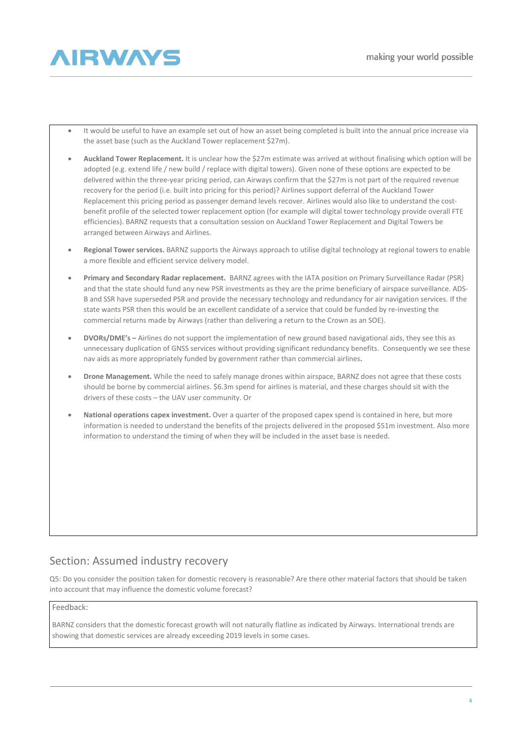- It would be useful to have an example set out of how an asset being completed is built into the annual price increase via the asset base (such as the Auckland Tower replacement $27m).
- **Auckland Tower Replacement.** It is unclear how the $27m estimate was arrived at without finalising which option will be adopted (e.g. extend life / new build / replace with digital towers). Given none of these options are expected to be delivered within the three-year pricing period, can Airways confirm that the $27m is not part of the required revenue recovery for the period (i.e. built into pricing for this period)? Airlines support deferral of the Auckland Tower Replacement this pricing period as passenger demand levels recover. Airlines would also like to understand the cost-benefit profile of the selected tower replacement option (for example will digital tower technology provide overall FTE efficiencies). BARNZ requests that a consultation session on Auckland Tower Replacement and Digital Towers be arranged between Airways and Airlines.
- **Regional Tower services.** BARNZ supports the Airways approach to utilise digital technology at regional towers to enable a more flexible and efficient service delivery model.
- **Primary and Secondary Radar replacement.** BARNZ agrees with the IATA position on Primary Surveillance Radar (PSR) and that the state should fund any new PSR investments as they are the prime beneficiary of airspace surveillance. ADS-B and SSR have superseded PSR and provide the necessary technology and redundancy for air navigation services. If the state wants PSR then this would be an excellent candidate of a service that could be funded by re-investing the commercial returns made by Airways (rather than delivering a return to the Crown as an SOE).
- **DVORs/DME's –** Airlines do not support the implementation of new ground based navigational aids, they see this as unnecessary duplication of GNSS services without providing significant redundancy benefits. Consequently we see these nav aids as more appropriately funded by government rather than commercial airlines.
- **Drone Management.** While the need to safely manage drones within airspace, BARNZ does not agree that these costs should be borne by commercial airlines. $6.3m spend for airlines is material, and these charges should sit with the drivers of these costs – the UAV user community. Or
- **National operations capex investment.** Over a quarter of the proposed capex spend is contained in here, but more information is needed to understand the benefits of the projects delivered in the proposed $51m investment. Also more information to understand the timing of when they will be included in the asset base is needed.

## Section: Assumed industry recovery

Q5: Do you consider the position taken for domestic recovery is reasonable? Are there other material factors that should be taken into account that may influence the domestic volume forecast?

Feedback:

BARNZ considers that the domestic forecast growth will not naturally flatline as indicated by Airways. International trends are showing that domestic services are already exceeding 2019 levels in some cases.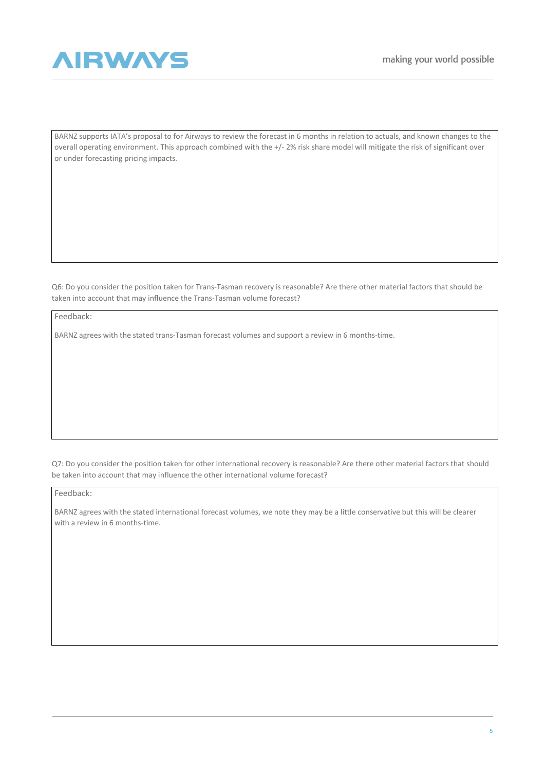BARNZ supports IATA's proposal to for Airways to review the forecast in 6 months in relation to actuals, and known changes to the overall operating environment. This approach combined with the +/- 2% risk share model will mitigate the risk of significant over or under forecasting pricing impacts.

Q6: Do you consider the position taken for Trans-Tasman recovery is reasonable? Are there other material factors that should be taken into account that may influence the Trans-Tasman volume forecast?

Feedback:

BARNZ agrees with the stated trans-Tasman forecast volumes and support a review in 6 months-time.

Q7: Do you consider the position taken for other international recovery is reasonable? Are there other material factors that should be taken into account that may influence the other international volume forecast?

Feedback:

BARNZ agrees with the stated international forecast volumes, we note they may be a little conservative but this will be clearer with a review in 6 months-time.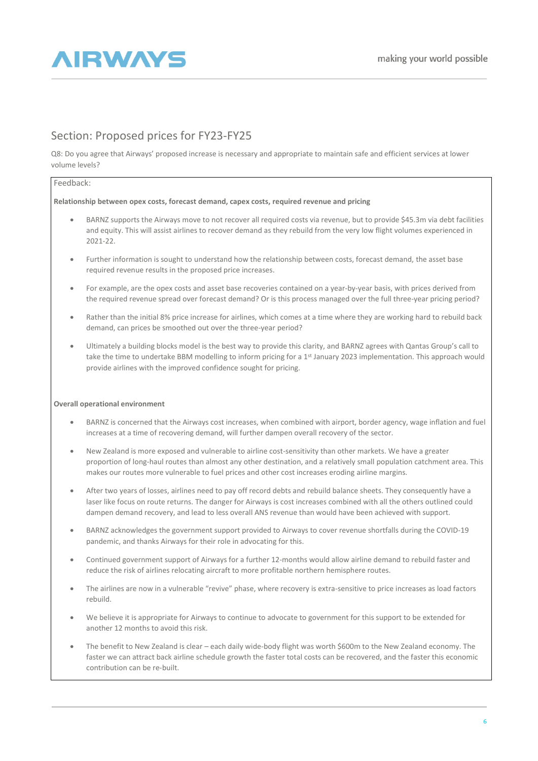## Section: Proposed prices for FY23-FY25

Q8: Do you agree that Airways' proposed increase is necessary and appropriate to maintain safe and efficient services at lower volume levels?

Feedback:

**Relationship between opex costs, forecast demand, capex costs, required revenue and pricing**

- BARNZ supports the Airways move to not recover all required costs via revenue, but to provide \$45.3m via debt facilities and equity. This will assist airlines to recover demand as they rebuild from the very low flight volumes experienced in 2021-22.
- Further information is sought to understand how the relationship between costs, forecast demand, the asset base required revenue results in the proposed price increases.
- For example, are the opex costs and asset base recoveries contained on a year-by-year basis, with prices derived from the required revenue spread over forecast demand? Or is this process managed over the full three-year pricing period?
- Rather than the initial 8% price increase for airlines, which comes at a time where they are working hard to rebuild back demand, can prices be smoothed out over the three-year period?
- Ultimately a building blocks model is the best way to provide this clarity, and BARNZ agrees with Qantas Group's call to take the time to undertake BBM modelling to inform pricing for a 1st January 2023 implementation. This approach would provide airlines with the improved confidence sought for pricing.

**Overall operational environment**

- BARNZ is concerned that the Airways cost increases, when combined with airport, border agency, wage inflation and fuel increases at a time of recovering demand, will further dampen overall recovery of the sector.
- New Zealand is more exposed and vulnerable to airline cost-sensitivity than other markets. We have a greater proportion of long-haul routes than almost any other destination, and a relatively small population catchment area. This makes our routes more vulnerable to fuel prices and other cost increases eroding airline margins.
- After two years of losses, airlines need to pay off record debts and rebuild balance sheets. They consequently have a laser like focus on route returns. The danger for Airways is cost increases combined with all the others outlined could dampen demand recovery, and lead to less overall ANS revenue than would have been achieved with support.
- BARNZ acknowledges the government support provided to Airways to cover revenue shortfalls during the COVID-19 pandemic, and thanks Airways for their role in advocating for this.
- Continued government support of Airways for a further 12-months would allow airline demand to rebuild faster and reduce the risk of airlines relocating aircraft to more profitable northern hemisphere routes.
- The airlines are now in a vulnerable "revive" phase, where recovery is extra-sensitive to price increases as load factors rebuild.
- We believe it is appropriate for Airways to continue to advocate to government for this support to be extended for another 12 months to avoid this risk.
- The benefit to New Zealand is clear – each daily wide-body flight was worth \$600m to the New Zealand economy. The faster we can attract back airline schedule growth the faster total costs can be recovered, and the faster this economic contribution can be re-built.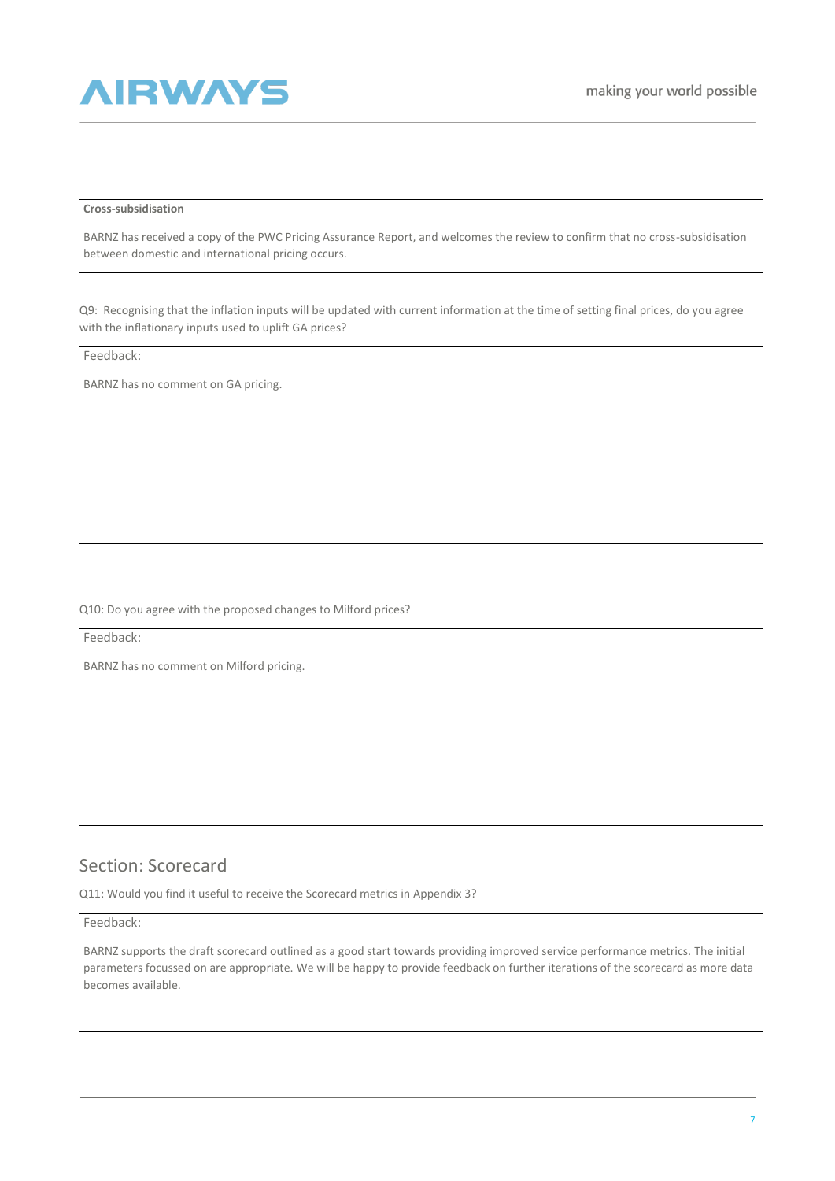**Cross-subsidisation**

BARNZ has received a copy of the PWC Pricing Assurance Report, and welcomes the review to confirm that no cross-subsidisation between domestic and international pricing occurs.

Q9: Recognising that the inflation inputs will be updated with current information at the time of setting final prices, do you agree with the inflationary inputs used to uplift GA prices?

Feedback:

BARNZ has no comment on GA pricing.

Q10: Do you agree with the proposed changes to Milford prices?

Feedback:

BARNZ has no comment on Milford pricing.

## Section: Scorecard

Q11: Would you find it useful to receive the Scorecard metrics in Appendix 3?

Feedback:

BARNZ supports the draft scorecard outlined as a good start towards providing improved service performance metrics. The initial parameters focussed on are appropriate. We will be happy to provide feedback on further iterations of the scorecard as more data becomes available.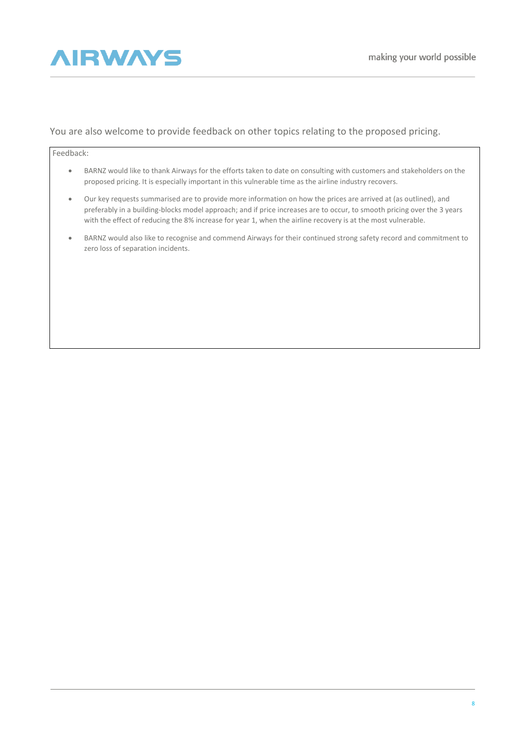You are also welcome to provide feedback on other topics relating to the proposed pricing.

Feedback:

- BARNZ would like to thank Airways for the efforts taken to date on consulting with customers and stakeholders on the proposed pricing. It is especially important in this vulnerable time as the airline industry recovers.
- Our key requests summarised are to provide more information on how the prices are arrived at (as outlined), and preferably in a building-blocks model approach; and if price increases are to occur, to smooth pricing over the 3 years with the effect of reducing the 8% increase for year 1, when the airline recovery is at the most vulnerable.
- BARNZ would also like to recognise and commend Airways for their continued strong safety record and commitment to zero loss of separation incidents.